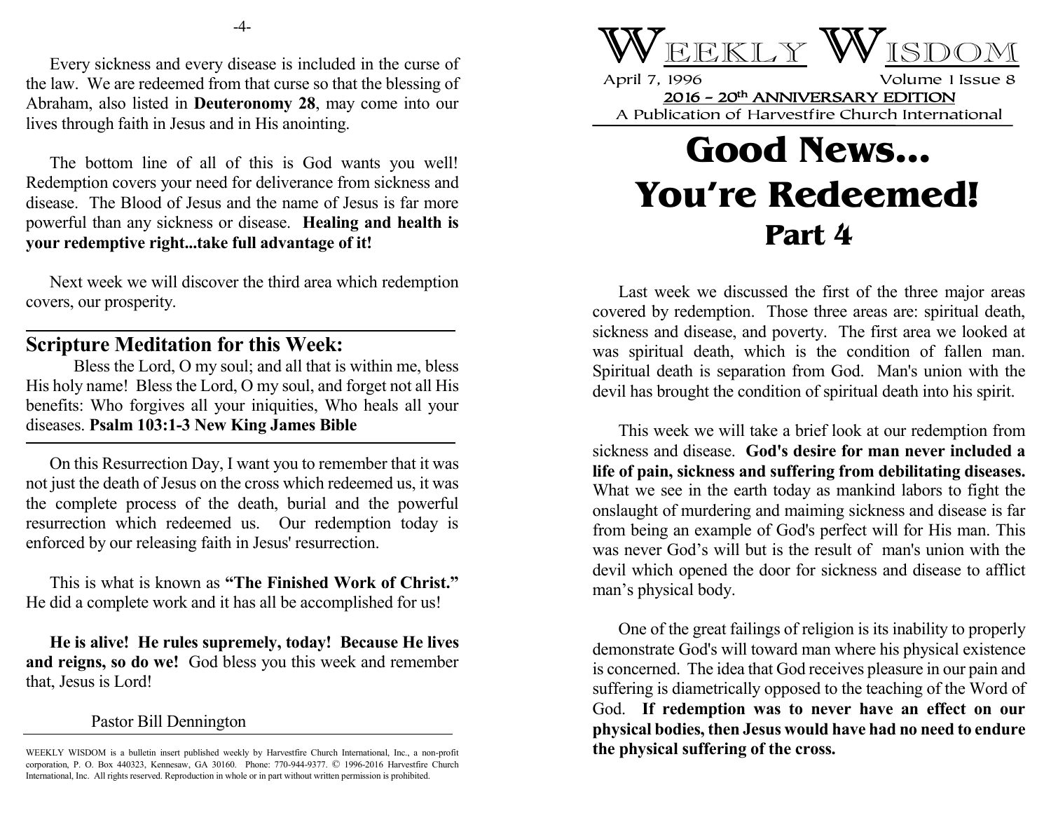# WEEKLY WISDOM

April 7, 1996 Volume 1 Issue 8

**2016 – 20th ANNIVERSARY EDITION**

A Publication of Harvestfire Church International

# Good News... You're Redeemed!

## Part 4

Last week we discussed the first of the three major areas covered by redemption. Those three areas are: spiritual death, sickness and disease, and poverty. The first area we looked at was spiritual death, which is the condition of fallen man. Spiritual death is separation from God. Man's union with the devil has brought the condition of spiritual death into his spirit.

This week we will take a brief look at our redemption from sickness and disease. **God's desire for man never included a life of pain, sickness and suffering from debilitating diseases.** What we see in the earth today as mankind labors to fight the onslaught of murdering and maiming sickness and disease is far from being an example of God's perfect will for His man. This was never God's will but is the result of man's union with the devil which opened the door for sickness and disease to afflict man's physical body.

One of the great failings of religion is its inability to properly demonstrate God's will toward man where his physical existence is concerned. The idea that God receives pleasure in our pain and suffering is diametrically opposed to the teaching of the Word of God. **If redemption was to never have an effect on our physical bodies, then Jesus would have had no need to endure the physical suffering of the cross.**

Every sickness and every disease is included in the curse of the law. We are redeemed from that curse so that the blessing of Abraham, also listed in **Deuteronomy 28**, may come into our lives through faith in Jesus and in His anointing.

The bottom line of all of this is God wants you well! Redemption covers your need for deliverance from sickness and disease. The Blood of Jesus and the name of Jesus is far more powerful than any sickness or disease. **Healing and health is your redemptive right...take full advantage of it!**

Next week we will discover the third area which redemption covers, our prosperity.

---

## Scripture Meditation for this Week:

Bless the Lord, O my soul; and all that is within me, bless His holy name! Bless the Lord, O my soul, and forget not all His benefits: Who forgives all your iniquities, Who heals all your diseases. **Psalm 103:1-3 New King James Bible**

---

On this Resurrection Day, I want you to remember that it was not just the death of Jesus on the cross which redeemed us, it was the complete process of the death, burial and the powerful resurrection which redeemed us. Our redemption today is enforced by our releasing faith in Jesus' resurrection.

This is what is known as **"The Finished Work of Christ."** He did a complete work and it has all be accomplished for us!

**He is alive! He rules supremely, today! Because He lives and reigns, so do we!** God bless you this week and remember that, Jesus is Lord!

Pastor Bill Dennington

---

WEEKLY WISDOM is a bulletin insert published weekly by Harvestfire Church International, Inc., a non-profit corporation, P. O. Box 440323, Kennesaw, GA 30160. Phone: 770-944-9377. © 1996-2016 Harvestfire Church International, Inc. All rights reserved. Reproduction in whole or in part without written permission is prohibited.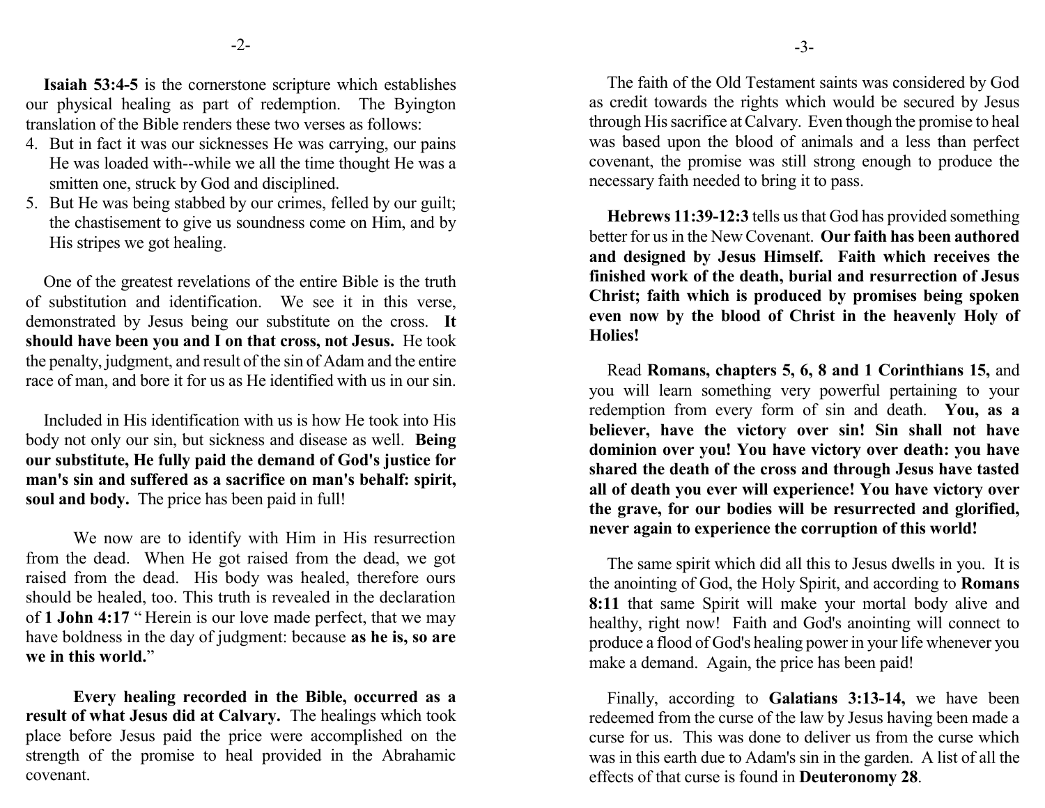**Isaiah 53:4-5** is the cornerstone scripture which establishes our physical healing as part of redemption. The Byington translation of the Bible renders these two verses as follows:

4. But in fact it was our sicknesses He was carrying, our pains He was loaded with--while we all the time thought He was a smitten one, struck by God and disciplined.
5. But He was being stabbed by our crimes, felled by our guilt; the chastisement to give us soundness come on Him, and by His stripes we got healing.

One of the greatest revelations of the entire Bible is the truth of substitution and identification. We see it in this verse, demonstrated by Jesus being our substitute on the cross. **It should have been you and I on that cross, not Jesus.** He took the penalty, judgment, and result of the sin of Adam and the entire race of man, and bore it for us as He identified with us in our sin.

Included in His identification with us is how He took into His body not only our sin, but sickness and disease as well. **Being our substitute, He fully paid the demand of God's justice for man's sin and suffered as a sacrifice on man's behalf: spirit, soul and body.** The price has been paid in full!

We now are to identify with Him in His resurrection from the dead. When He got raised from the dead, we got raised from the dead. His body was healed, therefore ours should be healed, too. This truth is revealed in the declaration of **1 John 4:17** " Herein is our love made perfect, that we may have boldness in the day of judgment: because **as he is, so are we in this world.**"

**Every healing recorded in the Bible, occurred as a result of what Jesus did at Calvary.** The healings which took place before Jesus paid the price were accomplished on the strength of the promise to heal provided in the Abrahamic covenant.

The faith of the Old Testament saints was considered by God as credit towards the rights which would be secured by Jesus through His sacrifice at Calvary. Even though the promise to heal was based upon the blood of animals and a less than perfect covenant, the promise was still strong enough to produce the necessary faith needed to bring it to pass.

**Hebrews 11:39-12:3** tells us that God has provided something better for us in the New Covenant. **Our faith has been authored and designed by Jesus Himself. Faith which receives the finished work of the death, burial and resurrection of Jesus Christ; faith which is produced by promises being spoken even now by the blood of Christ in the heavenly Holy of Holies!**

Read **Romans, chapters 5, 6, 8 and 1 Corinthians 15,** and you will learn something very powerful pertaining to your redemption from every form of sin and death. **You, as a believer, have the victory over sin! Sin shall not have dominion over you! You have victory over death: you have shared the death of the cross and through Jesus have tasted all of death you ever will experience! You have victory over the grave, for our bodies will be resurrected and glorified, never again to experience the corruption of this world!**

The same spirit which did all this to Jesus dwells in you. It is the anointing of God, the Holy Spirit, and according to **Romans 8:11** that same Spirit will make your mortal body alive and healthy, right now! Faith and God's anointing will connect to produce a flood of God's healing power in your life whenever you make a demand. Again, the price has been paid!

Finally, according to **Galatians 3:13-14,** we have been redeemed from the curse of the law by Jesus having been made a curse for us. This was done to deliver us from the curse which was in this earth due to Adam's sin in the garden. A list of all the effects of that curse is found in **Deuteronomy 28**.